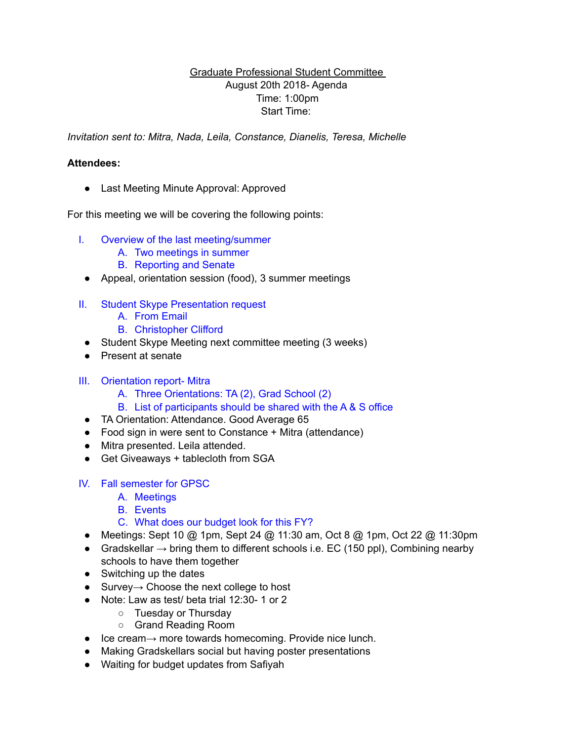<u>Graduate Professional Student Committee</u>
August 20th 2018- Agenda
Time: 1:00pm
Start Time:

*Invitation sent to: Mitra, Nada, Leila, Constance, Dianelis, Teresa, Michelle*

**Attendees:**

- Last Meeting Minute Approval: Approved

For this meeting we will be covering the following points:

I. Overview of the last meeting/summer
   A. Two meetings in summer
   B. Reporting and Senate

- Appeal, orientation session (food), 3 summer meetings

II. Student Skype Presentation request
   A. From Email
   B. Christopher Clifford

- Student Skype Meeting next committee meeting (3 weeks)
- Present at senate

III. Orientation report- Mitra
   A. Three Orientations: TA (2), Grad School (2)
   B. List of participants should be shared with the A & S office

- TA Orientation: Attendance. Good Average 65
- Food sign in were sent to Constance + Mitra (attendance)
- Mitra presented. Leila attended.
- Get Giveaways + tablecloth from SGA

IV. Fall semester for GPSC
   A. Meetings
   B. Events
   C. What does our budget look for this FY?

- Meetings: Sept 10 @ 1pm, Sept 24 @ 11:30 am, Oct 8 @ 1pm, Oct 22 @ 11:30pm
- Gradskellar → bring them to different schools i.e. EC (150 ppl), Combining nearby schools to have them together
- Switching up the dates
- Survey→ Choose the next college to host
- Note: Law as test/ beta trial 12:30- 1 or 2
  - Tuesday or Thursday
  - Grand Reading Room
- Ice cream→ more towards homecoming. Provide nice lunch.
- Making Gradskellars social but having poster presentations
- Waiting for budget updates from Safiyah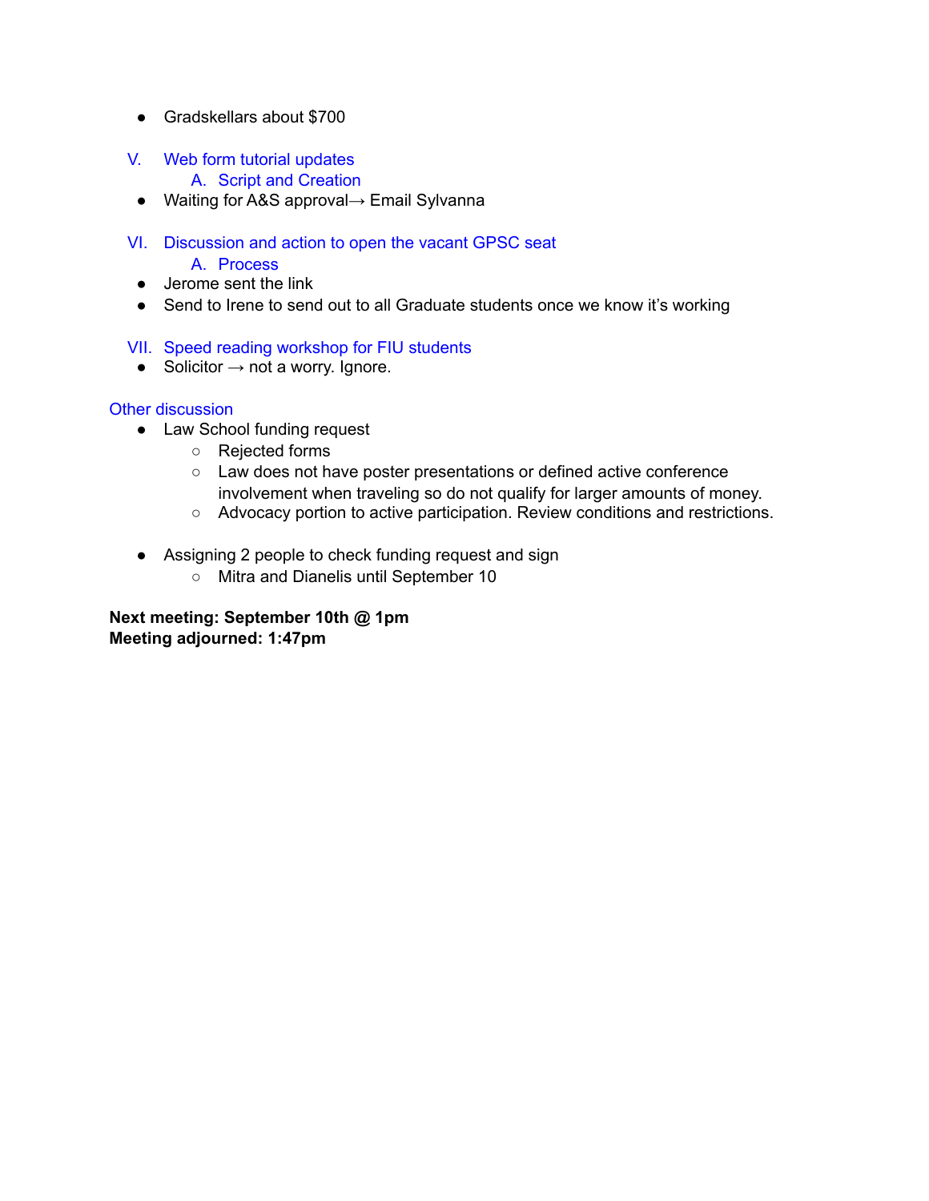- Gradskellars about $700

V. Web form tutorial updates

  A. Script and Creation

- Waiting for A&S approval→ Email Sylvanna

VI. Discussion and action to open the vacant GPSC seat

  A. Process

- Jerome sent the link
- Send to Irene to send out to all Graduate students once we know it's working

VII. Speed reading workshop for FIU students

- Solicitor → not a worry. Ignore.

Other discussion

- Law School funding request
  - Rejected forms
  - Law does not have poster presentations or defined active conference involvement when traveling so do not qualify for larger amounts of money.
  - Advocacy portion to active participation. Review conditions and restrictions.

- Assigning 2 people to check funding request and sign
  - Mitra and Dianelis until September 10

**Next meeting: September 10th @ 1pm**
**Meeting adjourned: 1:47pm**